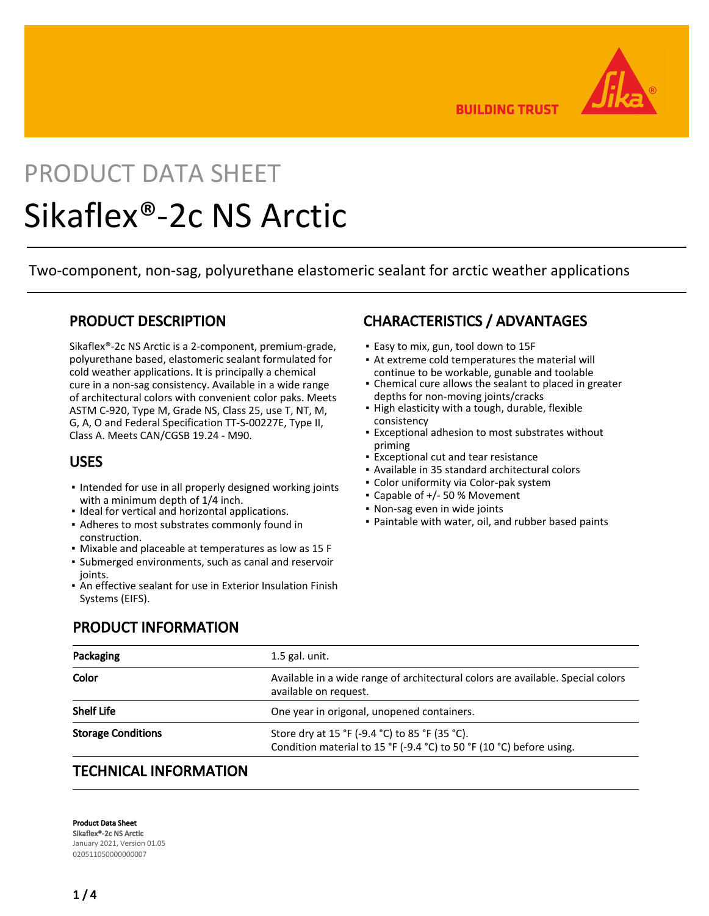PRODUCT DATA SHEET

# Sikaflex®-2c NS Arctic

Two-component, non-sag, polyurethane elastomeric sealant for arctic weather applications

## PRODUCT DESCRIPTION

Sikaflex®-2c NS Arctic is a 2-component, premium-grade, polyurethane based, elastomeric sealant formulated for cold weather applications. It is principally a chemical cure in a non-sag consistency. Available in a wide range of architectural colors with convenient color paks. Meets ASTM C-920, Type M, Grade NS, Class 25, use T, NT, M, G, A, O and Federal Specification TT-S-00227E, Type II, Class A. Meets CAN/CGSB 19.24 - M90.

## USES

- Intended for use in all properly designed working joints with a minimum depth of 1/4 inch.
- Ideal for vertical and horizontal applications.
- Adheres to most substrates commonly found in construction.
- Mixable and placeable at temperatures as low as 15 F
- Submerged environments, such as canal and reservoir joints.
- An effective sealant for use in Exterior Insulation Finish Systems (EIFS).

## CHARACTERISTICS / ADVANTAGES

- Easy to mix, gun, tool down to 15F
- At extreme cold temperatures the material will continue to be workable, gunable and toolable
- Chemical cure allows the sealant to placed in greater depths for non-moving joints/cracks
- High elasticity with a tough, durable, flexible consistency
- Exceptional adhesion to most substrates without priming
- Exceptional cut and tear resistance
- Available in 35 standard architectural colors
- Color uniformity via Color-pak system
- Capable of +/- 50 % Movement
- Non-sag even in wide joints
- Paintable with water, oil, and rubber based paints

## PRODUCT INFORMATION

| | |
|---|---|
| **Packaging** | 1.5 gal. unit. |
| **Color** | Available in a wide range of architectural colors are available. Special colors available on request. |
| **Shelf Life** | One year in origonal, unopened containers. |
| **Storage Conditions** | Store dry at 15 °F (-9.4 °C) to 85 °F (35 °C).<br>Condition material to 15 °F (-9.4 °C) to 50 °F (10 °C) before using. |

## TECHNICAL INFORMATION

**Product Data Sheet**
Sikaflex®-2c NS Arctic
January 2021, Version 01.05
020511050000000007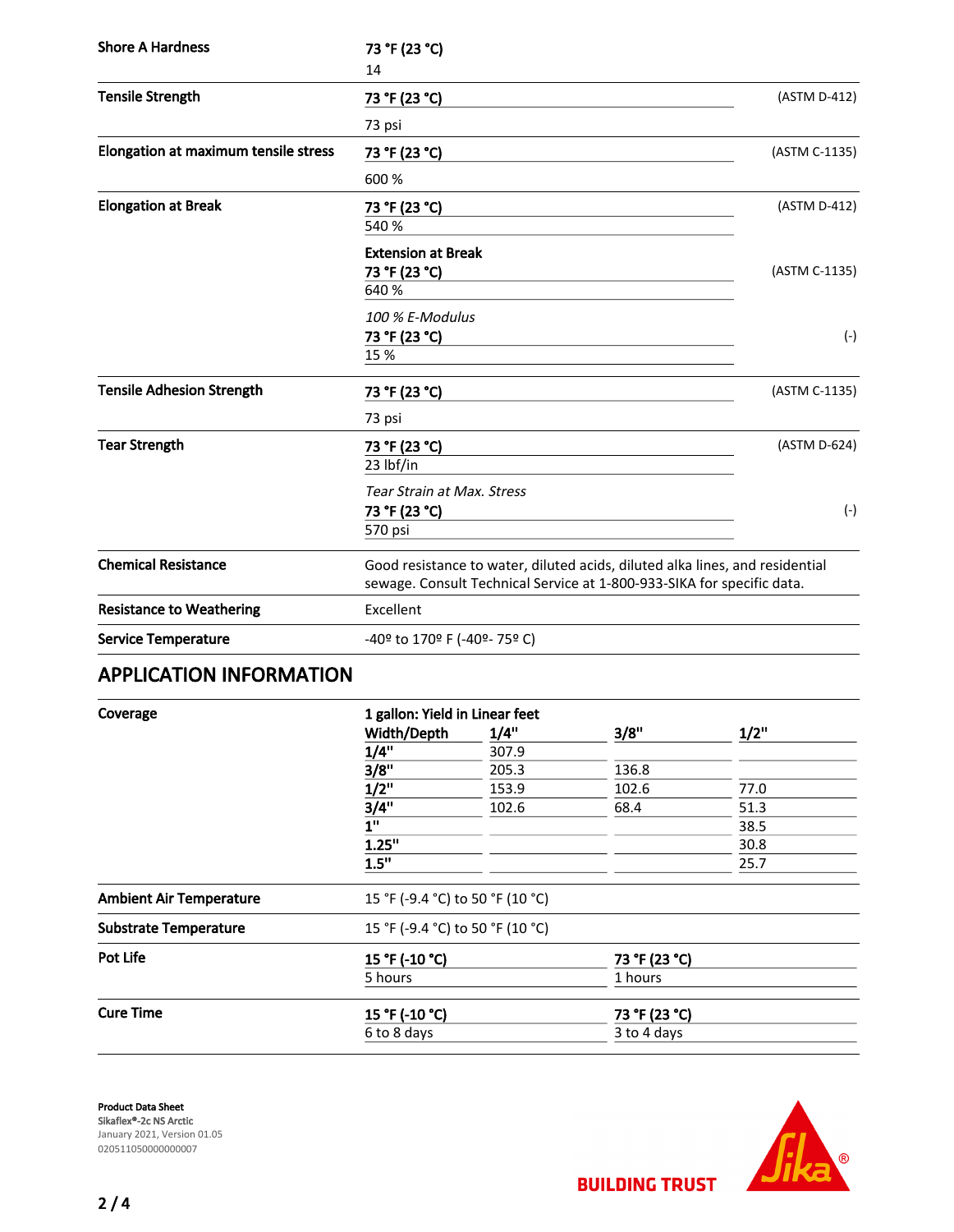| | | |
|---|---|---|
| **Shore A Hardness** | **73 °F (23 °C)**<br>14 | |
| **Tensile Strength** | **73 °F (23 °C)**<br>73 psi | (ASTM D-412) |
| **Elongation at maximum tensile stress** | **73 °F (23 °C)**<br>600 % | (ASTM C-1135) |
| **Elongation at Break** | **73 °F (23 °C)**<br>540 % | (ASTM D-412) |
| | **Extension at Break**<br>**73 °F (23 °C)**<br>640 % | (ASTM C-1135) |
| | *100 % E-Modulus*<br>**73 °F (23 °C)**<br>15 % | (-) |
| **Tensile Adhesion Strength** | **73 °F (23 °C)**<br>73 psi | (ASTM C-1135) |
| **Tear Strength** | **73 °F (23 °C)**<br>23 lbf/in | (ASTM D-624) |
| | *Tear Strain at Max. Stress*<br>**73 °F (23 °C)**<br>570 psi | (-) |
| **Chemical Resistance** | Good resistance to water, diluted acids, diluted alka lines, and residential sewage. Consult Technical Service at 1-800-933-SIKA for specific data. | |
| **Resistance to Weathering** | Excellent | |
| **Service Temperature** | -40º to 170º F (-40º- 75º C) | |

## APPLICATION INFORMATION

**Coverage**

**1 gallon: Yield in Linear feet**

| Width/Depth | 1/4" | 3/8" | 1/2" |
|---|---|---|---|
| 1/4" | 307.9 | | |
| 3/8" | 205.3 | 136.8 | |
| 1/2" | 153.9 | 102.6 | 77.0 |
| 3/4" | 102.6 | 68.4 | 51.3 |
| 1" | | | 38.5 |
| 1.25" | | | 30.8 |
| 1.5" | | | 25.7 |

| | | |
|---|---|---|
| **Ambient Air Temperature** | 15 °F (-9.4 °C) to 50 °F (10 °C) | |
| **Substrate Temperature** | 15 °F (-9.4 °C) to 50 °F (10 °C) | |
| **Pot Life** | **15 °F (-10 °C)**<br>5 hours | **73 °F (23 °C)**<br>1 hours |
| **Cure Time** | **15 °F (-10 °C)**<br>6 to 8 days | **73 °F (23 °C)**<br>3 to 4 days |

**Product Data Sheet**
**Sikaflex®-2c NS Arctic**
January 2021, Version 01.05
020511050000000007

BUILDING TRUST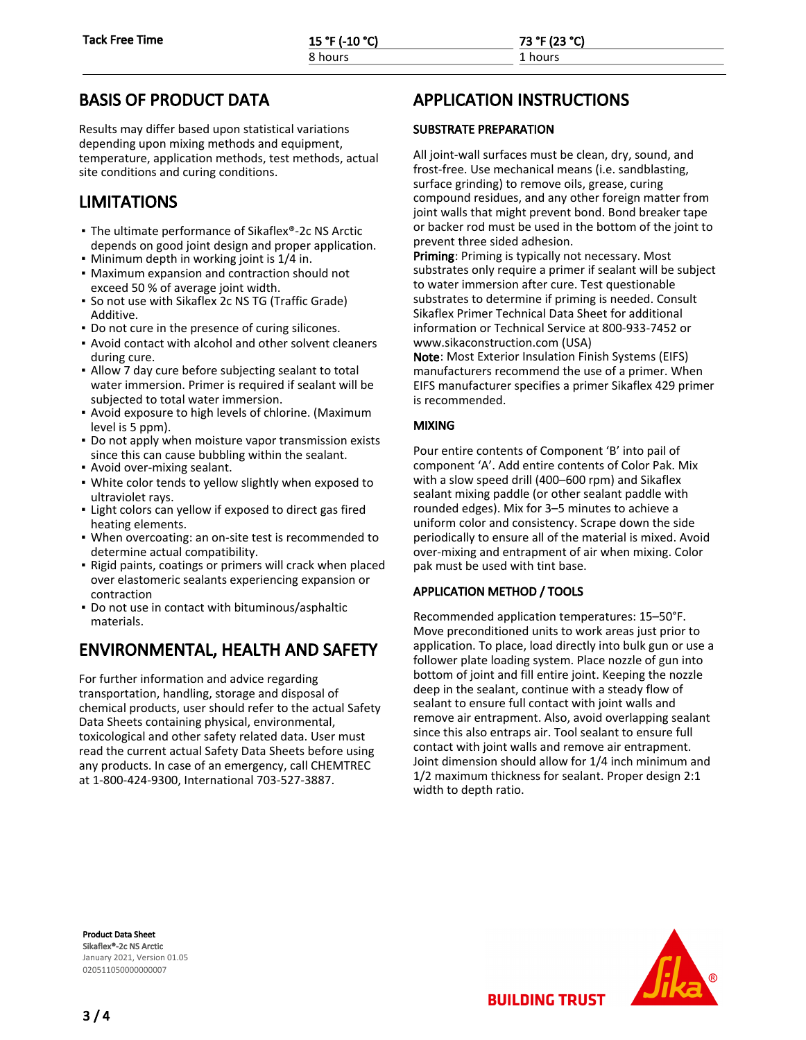| Tack Free Time | 15 °F (-10 °C) | 73 °F (23 °C) |
|---|---|---|
| | 8 hours | 1 hours |

## BASIS OF PRODUCT DATA

Results may differ based upon statistical variations depending upon mixing methods and equipment, temperature, application methods, test methods, actual site conditions and curing conditions.

## LIMITATIONS

- The ultimate performance of Sikaflex®-2c NS Arctic depends on good joint design and proper application.
- Minimum depth in working joint is 1/4 in.
- Maximum expansion and contraction should not exceed 50 % of average joint width.
- So not use with Sikaflex 2c NS TG (Traffic Grade) Additive.
- Do not cure in the presence of curing silicones.
- Avoid contact with alcohol and other solvent cleaners during cure.
- Allow 7 day cure before subjecting sealant to total water immersion. Primer is required if sealant will be subjected to total water immersion.
- Avoid exposure to high levels of chlorine. (Maximum level is 5 ppm).
- Do not apply when moisture vapor transmission exists since this can cause bubbling within the sealant.
- Avoid over-mixing sealant.
- White color tends to yellow slightly when exposed to ultraviolet rays.
- Light colors can yellow if exposed to direct gas fired heating elements.
- When overcoating: an on-site test is recommended to determine actual compatibility.
- Rigid paints, coatings or primers will crack when placed over elastomeric sealants experiencing expansion or contraction
- Do not use in contact with bituminous/asphaltic materials.

## ENVIRONMENTAL, HEALTH AND SAFETY

For further information and advice regarding transportation, handling, storage and disposal of chemical products, user should refer to the actual Safety Data Sheets containing physical, environmental, toxicological and other safety related data. User must read the current actual Safety Data Sheets before using any products. In case of an emergency, call CHEMTREC at 1-800-424-9300, International 703-527-3887.

## APPLICATION INSTRUCTIONS

### SUBSTRATE PREPARATION

All joint-wall surfaces must be clean, dry, sound, and frost-free. Use mechanical means (i.e. sandblasting, surface grinding) to remove oils, grease, curing compound residues, and any other foreign matter from joint walls that might prevent bond. Bond breaker tape or backer rod must be used in the bottom of the joint to prevent three sided adhesion.

**Priming**: Priming is typically not necessary. Most substrates only require a primer if sealant will be subject to water immersion after cure. Test questionable substrates to determine if priming is needed. Consult Sikaflex Primer Technical Data Sheet for additional information or Technical Service at 800-933-7452 or www.sikaconstruction.com (USA)

**Note**: Most Exterior Insulation Finish Systems (EIFS) manufacturers recommend the use of a primer. When EIFS manufacturer specifies a primer Sikaflex 429 primer is recommended.

### MIXING

Pour entire contents of Component 'B' into pail of component 'A'. Add entire contents of Color Pak. Mix with a slow speed drill (400–600 rpm) and Sikaflex sealant mixing paddle (or other sealant paddle with rounded edges). Mix for 3–5 minutes to achieve a uniform color and consistency. Scrape down the side periodically to ensure all of the material is mixed. Avoid over-mixing and entrapment of air when mixing. Color pak must be used with tint base.

### APPLICATION METHOD / TOOLS

Recommended application temperatures: 15–50°F. Move preconditioned units to work areas just prior to application. To place, load directly into bulk gun or use a follower plate loading system. Place nozzle of gun into bottom of joint and fill entire joint. Keeping the nozzle deep in the sealant, continue with a steady flow of sealant to ensure full contact with joint walls and remove air entrapment. Also, avoid overlapping sealant since this also entraps air. Tool sealant to ensure full contact with joint walls and remove air entrapment. Joint dimension should allow for 1/4 inch minimum and 1/2 maximum thickness for sealant. Proper design 2:1 width to depth ratio.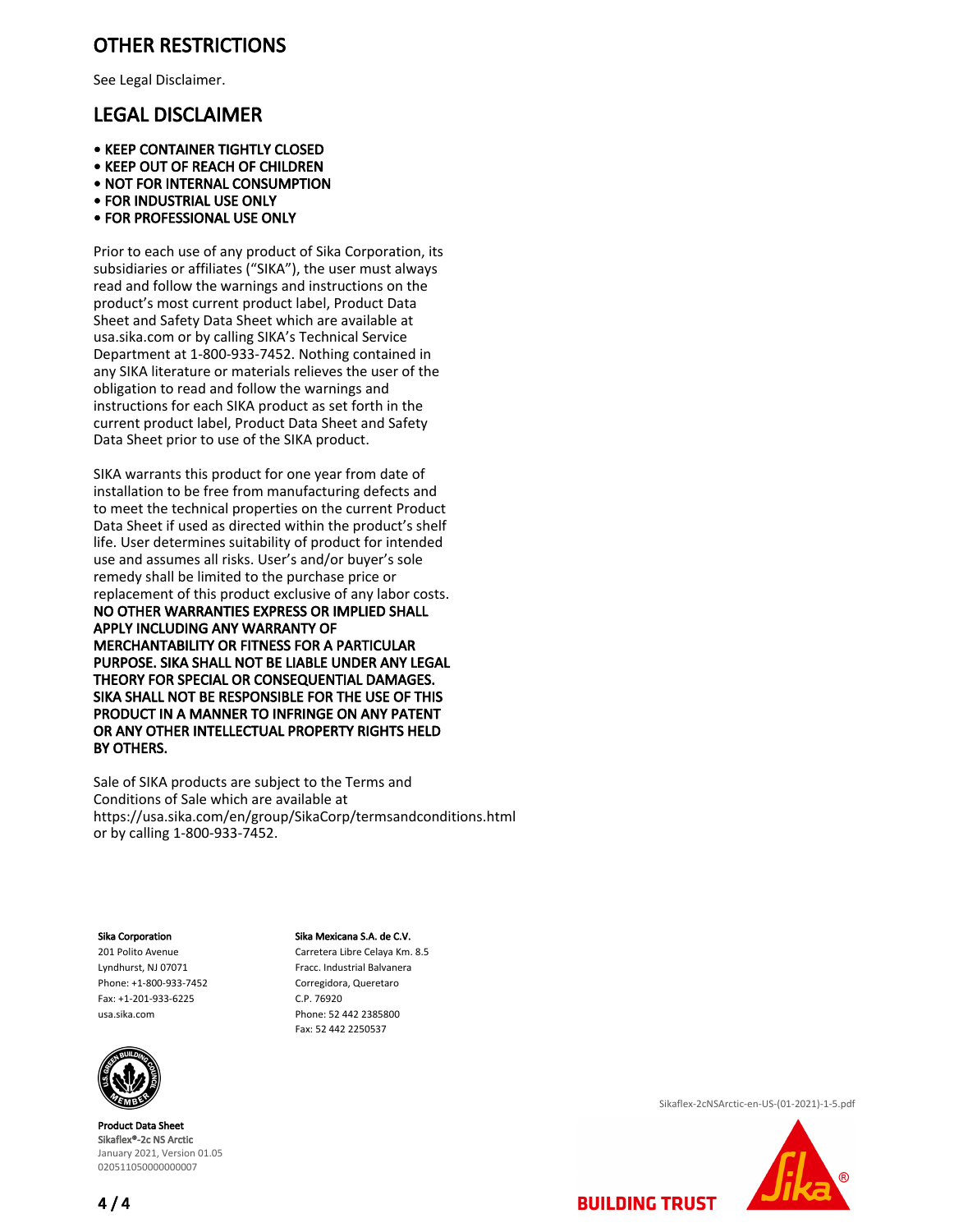## OTHER RESTRICTIONS

See Legal Disclaimer.

## LEGAL DISCLAIMER

- **KEEP CONTAINER TIGHTLY CLOSED**
- **KEEP OUT OF REACH OF CHILDREN**
- **NOT FOR INTERNAL CONSUMPTION**
- **FOR INDUSTRIAL USE ONLY**
- **FOR PROFESSIONAL USE ONLY**

Prior to each use of any product of Sika Corporation, its subsidiaries or affiliates (“SIKA”), the user must always read and follow the warnings and instructions on the product’s most current product label, Product Data Sheet and Safety Data Sheet which are available at usa.sika.com or by calling SIKA’s Technical Service Department at 1-800-933-7452. Nothing contained in any SIKA literature or materials relieves the user of the obligation to read and follow the warnings and instructions for each SIKA product as set forth in the current product label, Product Data Sheet and Safety Data Sheet prior to use of the SIKA product.

SIKA warrants this product for one year from date of installation to be free from manufacturing defects and to meet the technical properties on the current Product Data Sheet if used as directed within the product’s shelf life. User determines suitability of product for intended use and assumes all risks. User’s and/or buyer’s sole remedy shall be limited to the purchase price or replacement of this product exclusive of any labor costs. **NO OTHER WARRANTIES EXPRESS OR IMPLIED SHALL APPLY INCLUDING ANY WARRANTY OF MERCHANTABILITY OR FITNESS FOR A PARTICULAR PURPOSE. SIKA SHALL NOT BE LIABLE UNDER ANY LEGAL THEORY FOR SPECIAL OR CONSEQUENTIAL DAMAGES. SIKA SHALL NOT BE RESPONSIBLE FOR THE USE OF THIS PRODUCT IN A MANNER TO INFRINGE ON ANY PATENT OR ANY OTHER INTELLECTUAL PROPERTY RIGHTS HELD BY OTHERS.**

Sale of SIKA products are subject to the Terms and Conditions of Sale which are available at https://usa.sika.com/en/group/SikaCorp/termsandconditions.html or by calling 1-800-933-7452.

**Sika Corporation**
201 Polito Avenue
Lyndhurst, NJ 07071
Phone: +1-800-933-7452
Fax: +1-201-933-6225
usa.sika.com

**Sika Mexicana S.A. de C.V.**
Carretera Libre Celaya Km. 8.5
Fracc. Industrial Balvanera
Corregidora, Queretaro
C.P. 76920
Phone: 52 442 2385800
Fax: 52 442 2250537

**Product Data Sheet**
**Sikaflex®-2c NS Arctic**
January 2021, Version 01.05
020511050000000007

Sikaflex-2cNSArctic-en-US-(01-2021)-1-5.pdf

BUILDING TRUST